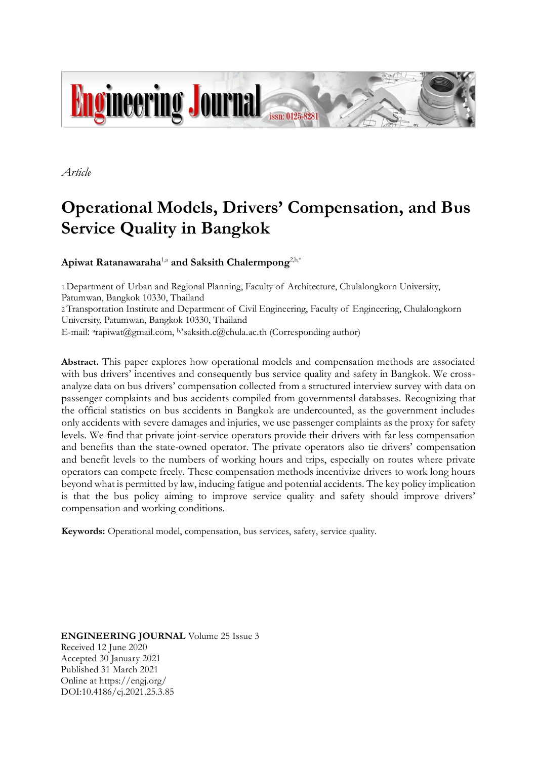*Article*

# Operational Models, Drivers' Compensation, and Bus Service Quality in Bangkok

**Apiwat Ratanawaraha**[1,a] **and Saksith Chalermpong**[2,b,*]

1 Department of Urban and Regional Planning, Faculty of Architecture, Chulalongkorn University, Patumwan, Bangkok 10330, Thailand
2 Transportation Institute and Department of Civil Engineering, Faculty of Engineering, Chulalongkorn University, Patumwan, Bangkok 10330, Thailand
E-mail: [a]rapiwat@gmail.com, [b,*]saksith.c@chula.ac.th (Corresponding author)

**Abstract.** This paper explores how operational models and compensation methods are associated with bus drivers' incentives and consequently bus service quality and safety in Bangkok. We cross-analyze data on bus drivers' compensation collected from a structured interview survey with data on passenger complaints and bus accidents compiled from governmental databases. Recognizing that the official statistics on bus accidents in Bangkok are undercounted, as the government includes only accidents with severe damages and injuries, we use passenger complaints as the proxy for safety levels. We find that private joint-service operators provide their drivers with far less compensation and benefits than the state-owned operator. The private operators also tie drivers' compensation and benefit levels to the numbers of working hours and trips, especially on routes where private operators can compete freely. These compensation methods incentivize drivers to work long hours beyond what is permitted by law, inducing fatigue and potential accidents. The key policy implication is that the bus policy aiming to improve service quality and safety should improve drivers' compensation and working conditions.

**Keywords:** Operational model, compensation, bus services, safety, service quality.

**ENGINEERING JOURNAL** Volume 25 Issue 3
Received 12 June 2020
Accepted 30 January 2021
Published 31 March 2021
Online at https://engj.org/
DOI:10.4186/ej.2021.25.3.85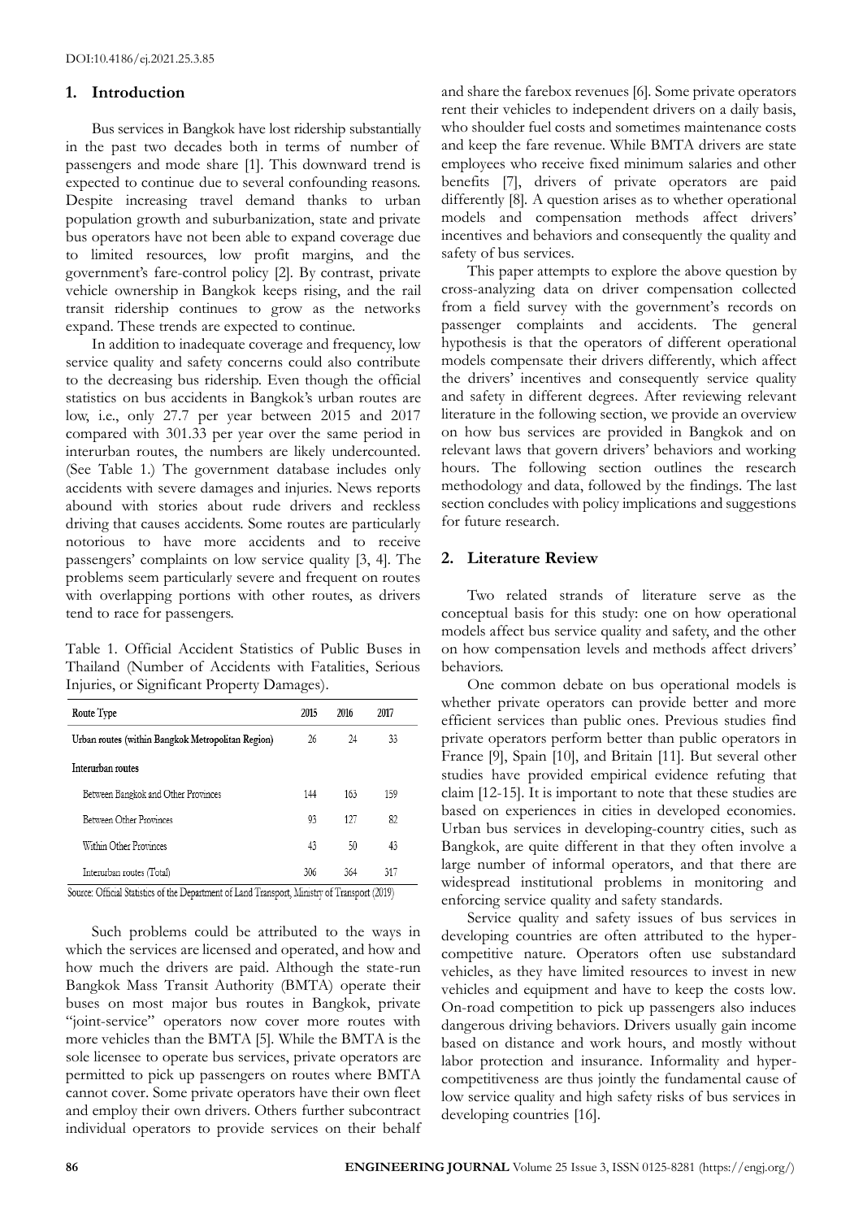## 1. Introduction

Bus services in Bangkok have lost ridership substantially in the past two decades both in terms of number of passengers and mode share [1]. This downward trend is expected to continue due to several confounding reasons. Despite increasing travel demand thanks to urban population growth and suburbanization, state and private bus operators have not been able to expand coverage due to limited resources, low profit margins, and the government's fare-control policy [2]. By contrast, private vehicle ownership in Bangkok keeps rising, and the rail transit ridership continues to grow as the networks expand. These trends are expected to continue.

In addition to inadequate coverage and frequency, low service quality and safety concerns could also contribute to the decreasing bus ridership. Even though the official statistics on bus accidents in Bangkok's urban routes are low, i.e., only 27.7 per year between 2015 and 2017 compared with 301.33 per year over the same period in interurban routes, the numbers are likely undercounted. (See Table 1.) The government database includes only accidents with severe damages and injuries. News reports abound with stories about rude drivers and reckless driving that causes accidents. Some routes are particularly notorious to have more accidents and to receive passengers' complaints on low service quality [3, 4]. The problems seem particularly severe and frequent on routes with overlapping portions with other routes, as drivers tend to race for passengers.

Table 1. Official Accident Statistics of Public Buses in Thailand (Number of Accidents with Fatalities, Serious Injuries, or Significant Property Damages).

| Route Type | 2015 | 2016 | 2017 |
|---|---|---|---|
| Urban routes (within Bangkok Metropolitan Region) | 26 | 24 | 33 |
| Interurban routes | | | |
| Between Bangkok and Other Provinces | 144 | 163 | 159 |
| Between Other Provinces | 93 | 127 | 82 |
| Within Other Provinces | 43 | 50 | 43 |
| Interurban routes (Total) | 306 | 364 | 317 |

Source: Official Statistics of the Department of Land Transport, Ministry of Transport (2019)

Such problems could be attributed to the ways in which the services are licensed and operated, and how and how much the drivers are paid. Although the state-run Bangkok Mass Transit Authority (BMTA) operate their buses on most major bus routes in Bangkok, private "joint-service" operators now cover more routes with more vehicles than the BMTA [5]. While the BMTA is the sole licensee to operate bus services, private operators are permitted to pick up passengers on routes where BMTA cannot cover. Some private operators have their own fleet and employ their own drivers. Others further subcontract individual operators to provide services on their behalf and share the farebox revenues [6]. Some private operators rent their vehicles to independent drivers on a daily basis, who shoulder fuel costs and sometimes maintenance costs and keep the fare revenue. While BMTA drivers are state employees who receive fixed minimum salaries and other benefits [7], drivers of private operators are paid differently [8]. A question arises as to whether operational models and compensation methods affect drivers' incentives and behaviors and consequently the quality and safety of bus services.

This paper attempts to explore the above question by cross-analyzing data on driver compensation collected from a field survey with the government's records on passenger complaints and accidents. The general hypothesis is that the operators of different operational models compensate their drivers differently, which affect the drivers' incentives and consequently service quality and safety in different degrees. After reviewing relevant literature in the following section, we provide an overview on how bus services are provided in Bangkok and on relevant laws that govern drivers' behaviors and working hours. The following section outlines the research methodology and data, followed by the findings. The last section concludes with policy implications and suggestions for future research.

## 2. Literature Review

Two related strands of literature serve as the conceptual basis for this study: one on how operational models affect bus service quality and safety, and the other on how compensation levels and methods affect drivers' behaviors.

One common debate on bus operational models is whether private operators can provide better and more efficient services than public ones. Previous studies find private operators perform better than public operators in France [9], Spain [10], and Britain [11]. But several other studies have provided empirical evidence refuting that claim [12-15]. It is important to note that these studies are based on experiences in cities in developed economies. Urban bus services in developing-country cities, such as Bangkok, are quite different in that they often involve a large number of informal operators, and that there are widespread institutional problems in monitoring and enforcing service quality and safety standards.

Service quality and safety issues of bus services in developing countries are often attributed to the hyper-competitive nature. Operators often use substandard vehicles, as they have limited resources to invest in new vehicles and equipment and have to keep the costs low. On-road competition to pick up passengers also induces dangerous driving behaviors. Drivers usually gain income based on distance and work hours, and mostly without labor protection and insurance. Informality and hyper-competitiveness are thus jointly the fundamental cause of low service quality and high safety risks of bus services in developing countries [16].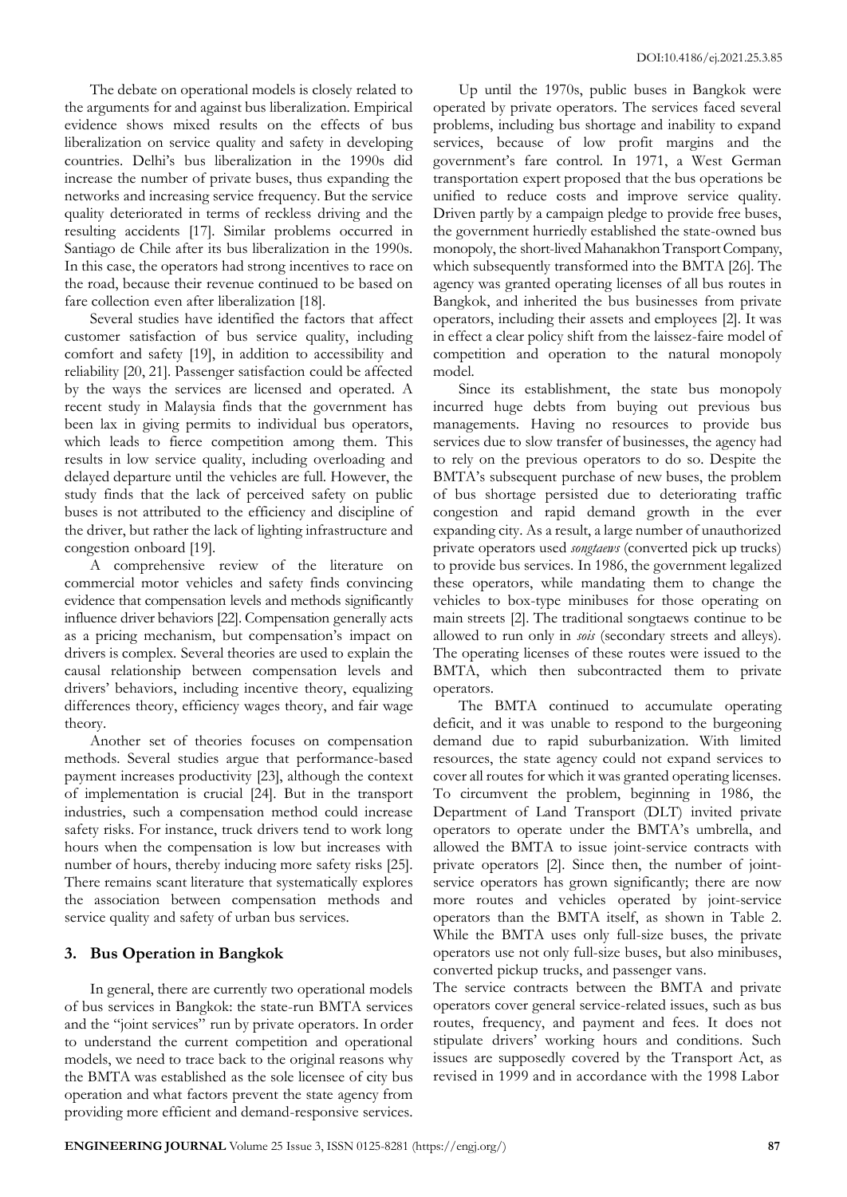The debate on operational models is closely related to the arguments for and against bus liberalization. Empirical evidence shows mixed results on the effects of bus liberalization on service quality and safety in developing countries. Delhi's bus liberalization in the 1990s did increase the number of private buses, thus expanding the networks and increasing service frequency. But the service quality deteriorated in terms of reckless driving and the resulting accidents [17]. Similar problems occurred in Santiago de Chile after its bus liberalization in the 1990s. In this case, the operators had strong incentives to race on the road, because their revenue continued to be based on fare collection even after liberalization [18].

Several studies have identified the factors that affect customer satisfaction of bus service quality, including comfort and safety [19], in addition to accessibility and reliability [20, 21]. Passenger satisfaction could be affected by the ways the services are licensed and operated. A recent study in Malaysia finds that the government has been lax in giving permits to individual bus operators, which leads to fierce competition among them. This results in low service quality, including overloading and delayed departure until the vehicles are full. However, the study finds that the lack of perceived safety on public buses is not attributed to the efficiency and discipline of the driver, but rather the lack of lighting infrastructure and congestion onboard [19].

A comprehensive review of the literature on commercial motor vehicles and safety finds convincing evidence that compensation levels and methods significantly influence driver behaviors [22]. Compensation generally acts as a pricing mechanism, but compensation's impact on drivers is complex. Several theories are used to explain the causal relationship between compensation levels and drivers' behaviors, including incentive theory, equalizing differences theory, efficiency wages theory, and fair wage theory.

Another set of theories focuses on compensation methods. Several studies argue that performance-based payment increases productivity [23], although the context of implementation is crucial [24]. But in the transport industries, such a compensation method could increase safety risks. For instance, truck drivers tend to work long hours when the compensation is low but increases with number of hours, thereby inducing more safety risks [25]. There remains scant literature that systematically explores the association between compensation methods and service quality and safety of urban bus services.

## 3. Bus Operation in Bangkok

In general, there are currently two operational models of bus services in Bangkok: the state-run BMTA services and the "joint services" run by private operators. In order to understand the current competition and operational models, we need to trace back to the original reasons why the BMTA was established as the sole licensee of city bus operation and what factors prevent the state agency from providing more efficient and demand-responsive services.

Up until the 1970s, public buses in Bangkok were operated by private operators. The services faced several problems, including bus shortage and inability to expand services, because of low profit margins and the government's fare control. In 1971, a West German transportation expert proposed that the bus operations be unified to reduce costs and improve service quality. Driven partly by a campaign pledge to provide free buses, the government hurriedly established the state-owned bus monopoly, the short-lived Mahanakhon Transport Company, which subsequently transformed into the BMTA [26]. The agency was granted operating licenses of all bus routes in Bangkok, and inherited the bus businesses from private operators, including their assets and employees [2]. It was in effect a clear policy shift from the laissez-faire model of competition and operation to the natural monopoly model.

Since its establishment, the state bus monopoly incurred huge debts from buying out previous bus managements. Having no resources to provide bus services due to slow transfer of businesses, the agency had to rely on the previous operators to do so. Despite the BMTA's subsequent purchase of new buses, the problem of bus shortage persisted due to deteriorating traffic congestion and rapid demand growth in the ever expanding city. As a result, a large number of unauthorized private operators used *songtaews* (converted pick up trucks) to provide bus services. In 1986, the government legalized these operators, while mandating them to change the vehicles to box-type minibuses for those operating on main streets [2]. The traditional songtaews continue to be allowed to run only in *sois* (secondary streets and alleys). The operating licenses of these routes were issued to the BMTA, which then subcontracted them to private operators.

The BMTA continued to accumulate operating deficit, and it was unable to respond to the burgeoning demand due to rapid suburbanization. With limited resources, the state agency could not expand services to cover all routes for which it was granted operating licenses. To circumvent the problem, beginning in 1986, the Department of Land Transport (DLT) invited private operators to operate under the BMTA's umbrella, and allowed the BMTA to issue joint-service contracts with private operators [2]. Since then, the number of joint-service operators has grown significantly; there are now more routes and vehicles operated by joint-service operators than the BMTA itself, as shown in Table 2. While the BMTA uses only full-size buses, the private operators use not only full-size buses, but also minibuses, converted pickup trucks, and passenger vans.

The service contracts between the BMTA and private operators cover general service-related issues, such as bus routes, frequency, and payment and fees. It does not stipulate drivers' working hours and conditions. Such issues are supposedly covered by the Transport Act, as revised in 1999 and in accordance with the 1998 Labor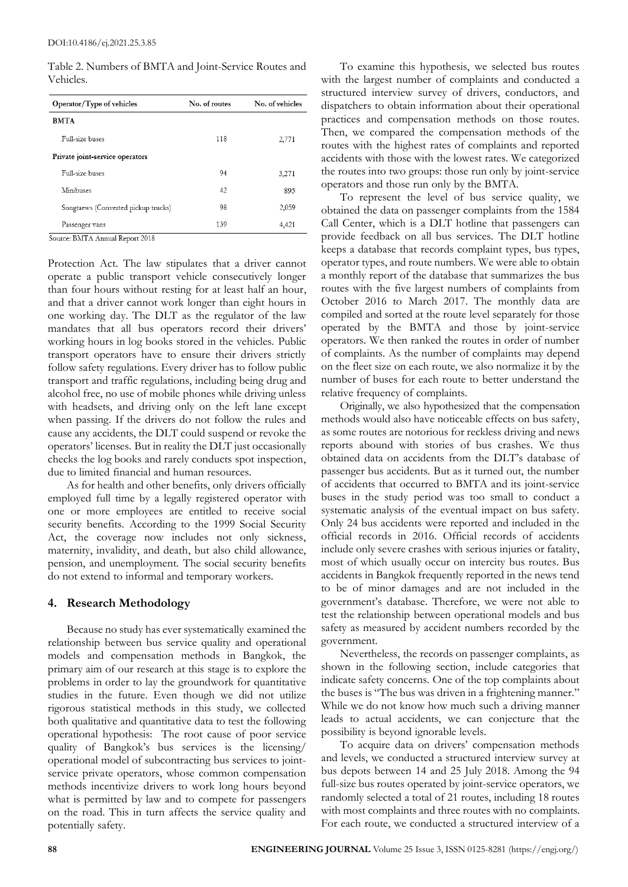Table 2. Numbers of BMTA and Joint-Service Routes and Vehicles.

| Operator/Type of vehicles | No. of routes | No. of vehicles |
|---|---|---|
| **BMTA** | | |
| Full-size buses | 118 | 2,771 |
| **Private joint-service operators** | | |
| Full-size buses | 94 | 3,271 |
| Minibuses | 42 | 895 |
| Songtaews (Converted pickup trucks) | 98 | 2,059 |
| Passenger vans | 139 | 4,421 |

Source: BMTA Annual Report 2018

Protection Act. The law stipulates that a driver cannot operate a public transport vehicle consecutively longer than four hours without resting for at least half an hour, and that a driver cannot work longer than eight hours in one working day. The DLT as the regulator of the law mandates that all bus operators record their drivers' working hours in log books stored in the vehicles. Public transport operators have to ensure their drivers strictly follow safety regulations. Every driver has to follow public transport and traffic regulations, including being drug and alcohol free, no use of mobile phones while driving unless with headsets, and driving only on the left lane except when passing. If the drivers do not follow the rules and cause any accidents, the DLT could suspend or revoke the operators' licenses. But in reality the DLT just occasionally checks the log books and rarely conducts spot inspection, due to limited financial and human resources.

As for health and other benefits, only drivers officially employed full time by a legally registered operator with one or more employees are entitled to receive social security benefits. According to the 1999 Social Security Act, the coverage now includes not only sickness, maternity, invalidity, and death, but also child allowance, pension, and unemployment. The social security benefits do not extend to informal and temporary workers.

## 4. Research Methodology

Because no study has ever systematically examined the relationship between bus service quality and operational models and compensation methods in Bangkok, the primary aim of our research at this stage is to explore the problems in order to lay the groundwork for quantitative studies in the future. Even though we did not utilize rigorous statistical methods in this study, we collected both qualitative and quantitative data to test the following operational hypothesis: The root cause of poor service quality of Bangkok's bus services is the licensing/operational model of subcontracting bus services to joint-service private operators, whose common compensation methods incentivize drivers to work long hours beyond what is permitted by law and to compete for passengers on the road. This in turn affects the service quality and potentially safety.

To examine this hypothesis, we selected bus routes with the largest number of complaints and conducted a structured interview survey of drivers, conductors, and dispatchers to obtain information about their operational practices and compensation methods on those routes. Then, we compared the compensation methods of the routes with the highest rates of complaints and reported accidents with those with the lowest rates. We categorized the routes into two groups: those run only by joint-service operators and those run only by the BMTA.

To represent the level of bus service quality, we obtained the data on passenger complaints from the 1584 Call Center, which is a DLT hotline that passengers can provide feedback on all bus services. The DLT hotline keeps a database that records complaint types, bus types, operator types, and route numbers. We were able to obtain a monthly report of the database that summarizes the bus routes with the five largest numbers of complaints from October 2016 to March 2017. The monthly data are compiled and sorted at the route level separately for those operated by the BMTA and those by joint-service operators. We then ranked the routes in order of number of complaints. As the number of complaints may depend on the fleet size on each route, we also normalize it by the number of buses for each route to better understand the relative frequency of complaints.

Originally, we also hypothesized that the compensation methods would also have noticeable effects on bus safety, as some routes are notorious for reckless driving and news reports abound with stories of bus crashes. We thus obtained data on accidents from the DLT's database of passenger bus accidents. But as it turned out, the number of accidents that occurred to BMTA and its joint-service buses in the study period was too small to conduct a systematic analysis of the eventual impact on bus safety. Only 24 bus accidents were reported and included in the official records in 2016. Official records of accidents include only severe crashes with serious injuries or fatality, most of which usually occur on intercity bus routes. Bus accidents in Bangkok frequently reported in the news tend to be of minor damages and are not included in the government's database. Therefore, we were not able to test the relationship between operational models and bus safety as measured by accident numbers recorded by the government.

Nevertheless, the records on passenger complaints, as shown in the following section, include categories that indicate safety concerns. One of the top complaints about the buses is "The bus was driven in a frightening manner." While we do not know how much such a driving manner leads to actual accidents, we can conjecture that the possibility is beyond ignorable levels.

To acquire data on drivers' compensation methods and levels, we conducted a structured interview survey at bus depots between 14 and 25 July 2018. Among the 94 full-size bus routes operated by joint-service operators, we randomly selected a total of 21 routes, including 18 routes with most complaints and three routes with no complaints. For each route, we conducted a structured interview of a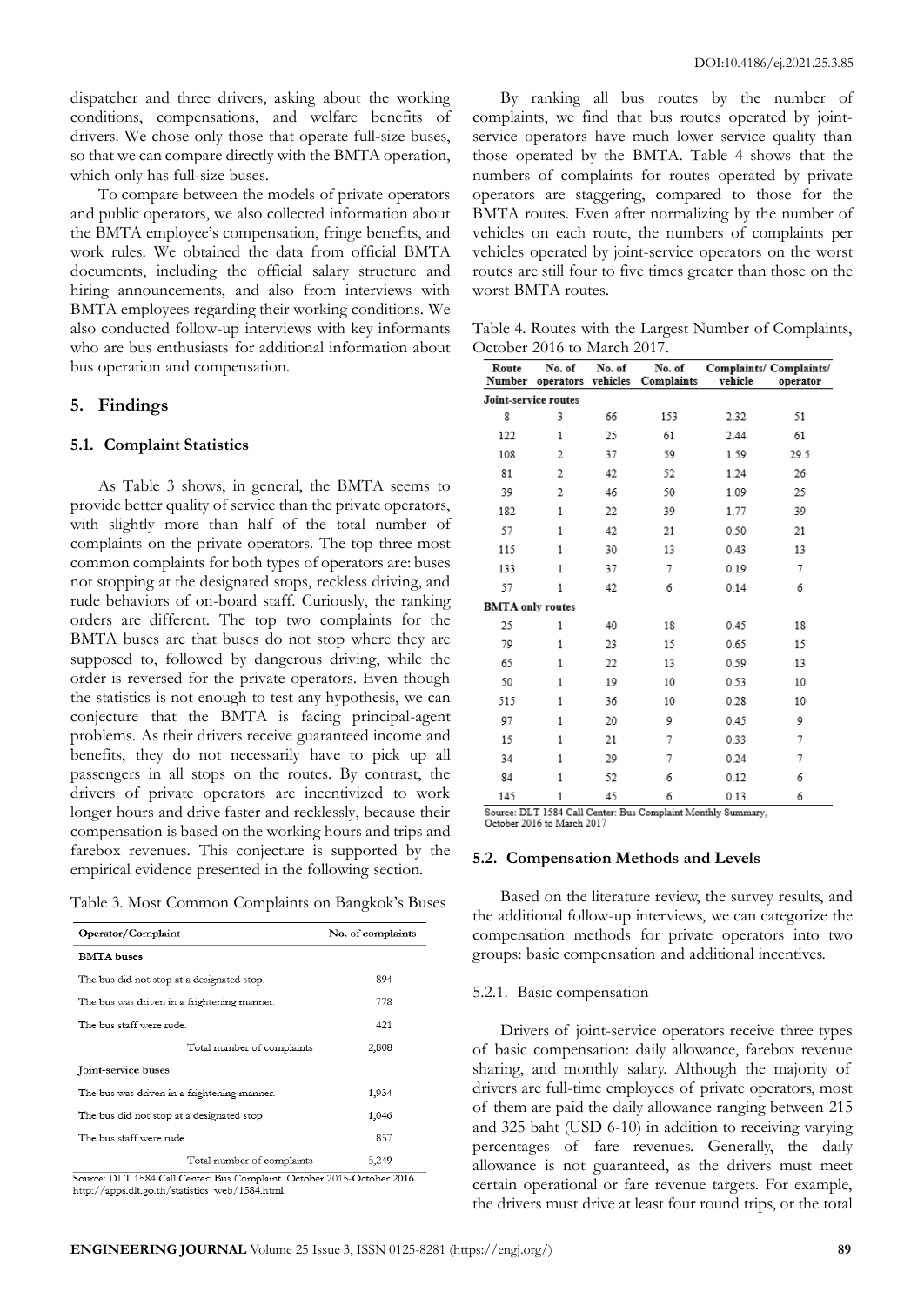dispatcher and three drivers, asking about the working conditions, compensations, and welfare benefits of drivers. We chose only those that operate full-size buses, so that we can compare directly with the BMTA operation, which only has full-size buses.

To compare between the models of private operators and public operators, we also collected information about the BMTA employee's compensation, fringe benefits, and work rules. We obtained the data from official BMTA documents, including the official salary structure and hiring announcements, and also from interviews with BMTA employees regarding their working conditions. We also conducted follow-up interviews with key informants who are bus enthusiasts for additional information about bus operation and compensation.

## 5. Findings

### 5.1. Complaint Statistics

As Table 3 shows, in general, the BMTA seems to provide better quality of service than the private operators, with slightly more than half of the total number of complaints on the private operators. The top three most common complaints for both types of operators are: buses not stopping at the designated stops, reckless driving, and rude behaviors of on-board staff. Curiously, the ranking orders are different. The top two complaints for the BMTA buses are that buses do not stop where they are supposed to, followed by dangerous driving, while the order is reversed for the private operators. Even though the statistics is not enough to test any hypothesis, we can conjecture that the BMTA is facing principal-agent problems. As their drivers receive guaranteed income and benefits, they do not necessarily have to pick up all passengers in all stops on the routes. By contrast, the drivers of private operators are incentivized to work longer hours and drive faster and recklessly, because their compensation is based on the working hours and trips and farebox revenues. This conjecture is supported by the empirical evidence presented in the following section.

Table 3. Most Common Complaints on Bangkok's Buses

| Operator/Complaint | No. of complaints |
|---|---|
| **BMTA buses** | |
| The bus did not stop at a designated stop. | 894 |
| The bus was driven in a frightening manner. | 778 |
| The bus staff were rude. | 421 |
| Total number of complaints | 2,808 |
| **Joint-service buses** | |
| The bus was driven in a frightening manner. | 1,934 |
| The bus did not stop at a designated stop | 1,046 |
| The bus staff were rude. | 857 |
| Total number of complaints | 5,249 |

Source: DLT 1584 Call Center: Bus Complaint. October 2015-October 2016. http://apps.dlt.go.th/statistics_web/1584.html

By ranking all bus routes by the number of complaints, we find that bus routes operated by joint-service operators have much lower service quality than those operated by the BMTA. Table 4 shows that the numbers of complaints for routes operated by private operators are staggering, compared to those for the BMTA routes. Even after normalizing by the number of vehicles on each route, the numbers of complaints per vehicles operated by joint-service operators on the worst routes are still four to five times greater than those on the worst BMTA routes.

Table 4. Routes with the Largest Number of Complaints, October 2016 to March 2017.

| Route Number | No. of operators | No. of vehicles | No. of Complaints | Complaints/ vehicle | Complaints/ operator |
|---|---|---|---|---|---|
| **Joint-service routes** | | | | | |
| 8 | 3 | 66 | 153 | 2.32 | 51 |
| 122 | 1 | 25 | 61 | 2.44 | 61 |
| 108 | 2 | 37 | 59 | 1.59 | 29.5 |
| 81 | 2 | 42 | 52 | 1.24 | 26 |
| 39 | 2 | 46 | 50 | 1.09 | 25 |
| 182 | 1 | 22 | 39 | 1.77 | 39 |
| 57 | 1 | 42 | 21 | 0.50 | 21 |
| 115 | 1 | 30 | 13 | 0.43 | 13 |
| 133 | 1 | 37 | 7 | 0.19 | 7 |
| 57 | 1 | 42 | 6 | 0.14 | 6 |
| **BMTA only routes** | | | | | |
| 25 | 1 | 40 | 18 | 0.45 | 18 |
| 79 | 1 | 23 | 15 | 0.65 | 15 |
| 65 | 1 | 22 | 13 | 0.59 | 13 |
| 50 | 1 | 19 | 10 | 0.53 | 10 |
| 515 | 1 | 36 | 10 | 0.28 | 10 |
| 97 | 1 | 20 | 9 | 0.45 | 9 |
| 15 | 1 | 21 | 7 | 0.33 | 7 |
| 34 | 1 | 29 | 7 | 0.24 | 7 |
| 84 | 1 | 52 | 6 | 0.12 | 6 |
| 145 | 1 | 45 | 6 | 0.13 | 6 |

Source: DLT 1584 Call Center: Bus Complaint Monthly Summary, October 2016 to March 2017

### 5.2. Compensation Methods and Levels

Based on the literature review, the survey results, and the additional follow-up interviews, we can categorize the compensation methods for private operators into two groups: basic compensation and additional incentives.

#### 5.2.1. Basic compensation

Drivers of joint-service operators receive three types of basic compensation: daily allowance, farebox revenue sharing, and monthly salary. Although the majority of drivers are full-time employees of private operators, most of them are paid the daily allowance ranging between 215 and 325 baht (USD 6-10) in addition to receiving varying percentages of fare revenues. Generally, the daily allowance is not guaranteed, as the drivers must meet certain operational or fare revenue targets. For example, the drivers must drive at least four round trips, or the total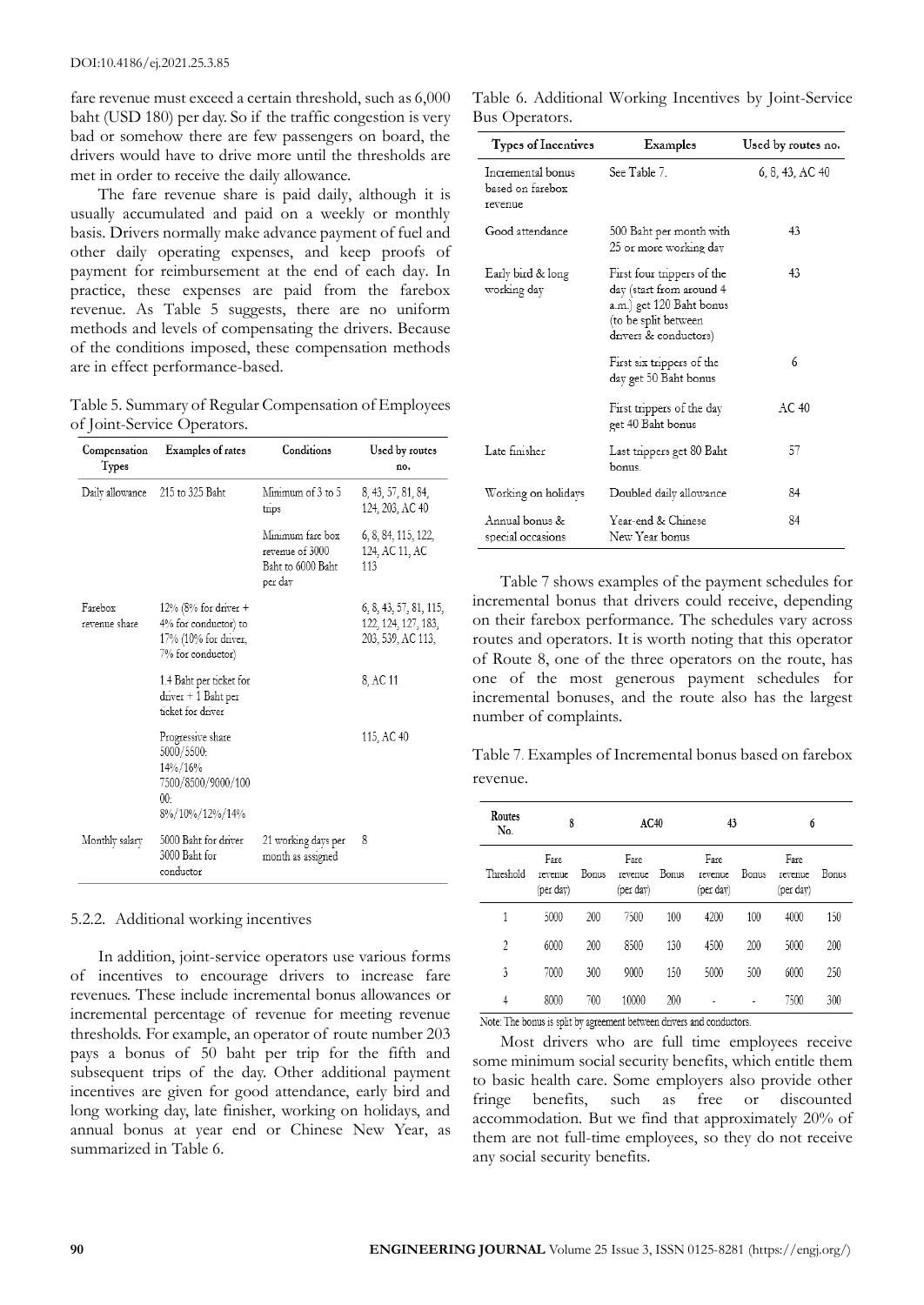fare revenue must exceed a certain threshold, such as 6,000 baht (USD 180) per day. So if the traffic congestion is very bad or somehow there are few passengers on board, the drivers would have to drive more until the thresholds are met in order to receive the daily allowance.

The fare revenue share is paid daily, although it is usually accumulated and paid on a weekly or monthly basis. Drivers normally make advance payment of fuel and other daily operating expenses, and keep proofs of payment for reimbursement at the end of each day. In practice, these expenses are paid from the farebox revenue. As Table 5 suggests, there are no uniform methods and levels of compensating the drivers. Because of the conditions imposed, these compensation methods are in effect performance-based.

Table 5. Summary of Regular Compensation of Employees of Joint-Service Operators.

| Compensation Types | Examples of rates | Conditions | Used by routes no. |
|---|---|---|---|
| Daily allowance | 215 to 325 Baht | Minimum of 3 to 5 trips | 8, 43, 57, 81, 84, 124, 203, AC 40 |
| | | Minimum fare box revenue of 3000 Baht to 6000 Baht per day | 6, 8, 84, 115, 122, 124, AC 11, AC 113 |
| Farebox revenue share | 12% (8% for driver + 4% for conductor) to 17% (10% for driver, 7% for conductor) | | 6, 8, 43, 57, 81, 115, 122, 124, 127, 183, 203, 539, AC 113, |
| | 1.4 Baht per ticket for driver + 1 Baht per ticket for driver | | 8, AC 11 |
| | Progressive share 5000/5500: 14%/16% 7500/8500/9000/10000: 8%/10%/12%/14% | | 115, AC 40 |
| Monthly salary | 5000 Baht for driver 3000 Baht for conductor | 21 working days per month as assigned | 8 |

### 5.2.2. Additional working incentives

In addition, joint-service operators use various forms of incentives to encourage drivers to increase fare revenues. These include incremental bonus allowances or incremental percentage of revenue for meeting revenue thresholds. For example, an operator of route number 203 pays a bonus of 50 baht per trip for the fifth and subsequent trips of the day. Other additional payment incentives are given for good attendance, early bird and long working day, late finisher, working on holidays, and annual bonus at year end or Chinese New Year, as summarized in Table 6.

Table 6. Additional Working Incentives by Joint-Service Bus Operators.

| Types of Incentives | Examples | Used by routes no. |
|---|---|---|
| Incremental bonus based on farebox revenue | See Table 7. | 6, 8, 43, AC 40 |
| Good attendance | 500 Baht per month with 25 or more working day | 43 |
| Early bird & long working day | First four trippers of the day (start from around 4 a.m.) get 120 Baht bonus (to be split between drivers & conductors) | 43 |
| | First six trippers of the day get 50 Baht bonus | 6 |
| | First trippers of the day get 40 Baht bonus | AC 40 |
| Late finisher | Last trippers get 80 Baht bonus. | 57 |
| Working on holidays | Doubled daily allowance | 84 |
| Annual bonus & special occasions | Year-end & Chinese New Year bonus | 84 |

Table 7 shows examples of the payment schedules for incremental bonus that drivers could receive, depending on their farebox performance. The schedules vary across routes and operators. It is worth noting that this operator of Route 8, one of the three operators on the route, has one of the most generous payment schedules for incremental bonuses, and the route also has the largest number of complaints.

Table 7. Examples of Incremental bonus based on farebox revenue.

| Routes No. | 8 | | AC40 | | 43 | | 6 | |
|---|---|---|---|---|---|---|---|---|
| Threshold | Fare revenue (per day) | Bonus | Fare revenue (per day) | Bonus | Fare revenue (per day) | Bonus | Fare revenue (per day) | Bonus |
| 1 | 5000 | 200 | 7500 | 100 | 4200 | 100 | 4000 | 150 |
| 2 | 6000 | 200 | 8500 | 130 | 4500 | 200 | 5000 | 200 |
| 3 | 7000 | 300 | 9000 | 150 | 5000 | 500 | 6000 | 250 |
| 4 | 8000 | 700 | 10000 | 200 | - | - | 7500 | 300 |

Note: The bonus is split by agreement between drivers and conductors.

Most drivers who are full time employees receive some minimum social security benefits, which entitle them to basic health care. Some employers also provide other fringe benefits, such as free or discounted accommodation. But we find that approximately 20% of them are not full-time employees, so they do not receive any social security benefits.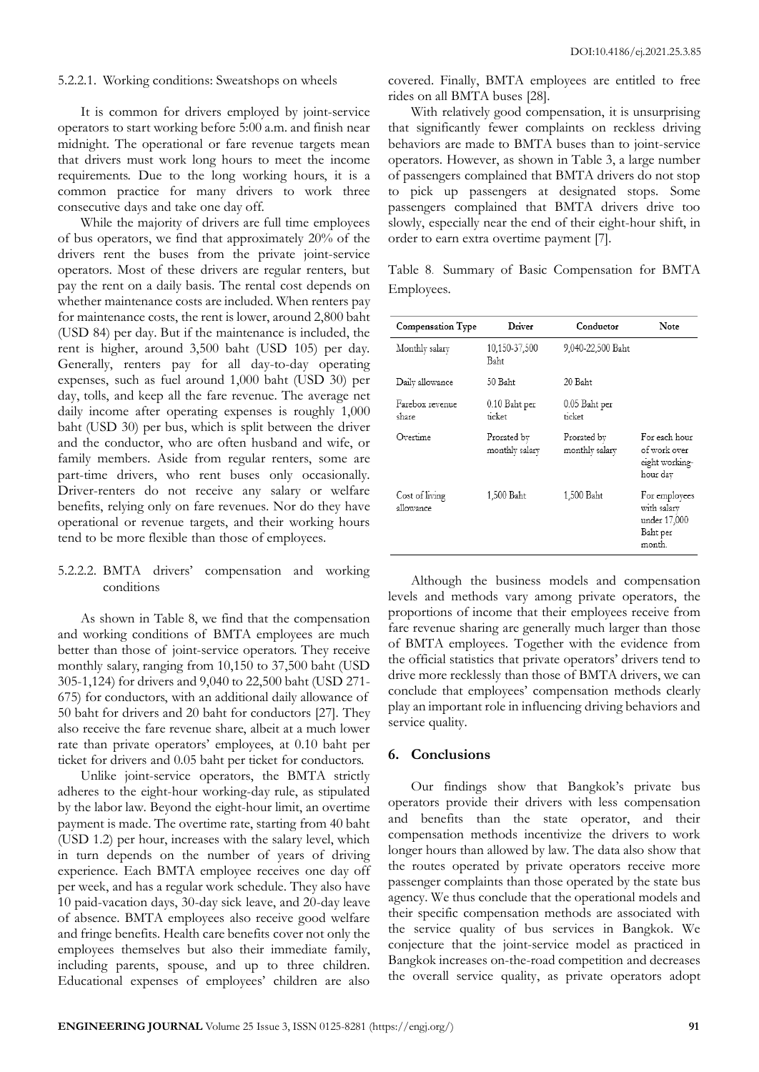#### 5.2.2.1. Working conditions: Sweatshops on wheels

It is common for drivers employed by joint-service operators to start working before 5:00 a.m. and finish near midnight. The operational or fare revenue targets mean that drivers must work long hours to meet the income requirements. Due to the long working hours, it is a common practice for many drivers to work three consecutive days and take one day off.

While the majority of drivers are full time employees of bus operators, we find that approximately 20% of the drivers rent the buses from the private joint-service operators. Most of these drivers are regular renters, but pay the rent on a daily basis. The rental cost depends on whether maintenance costs are included. When renters pay for maintenance costs, the rent is lower, around 2,800 baht (USD 84) per day. But if the maintenance is included, the rent is higher, around 3,500 baht (USD 105) per day. Generally, renters pay for all day-to-day operating expenses, such as fuel around 1,000 baht (USD 30) per day, tolls, and keep all the fare revenue. The average net daily income after operating expenses is roughly 1,000 baht (USD 30) per bus, which is split between the driver and the conductor, who are often husband and wife, or family members. Aside from regular renters, some are part-time drivers, who rent buses only occasionally. Driver-renters do not receive any salary or welfare benefits, relying only on fare revenues. Nor do they have operational or revenue targets, and their working hours tend to be more flexible than those of employees.

#### 5.2.2.2. BMTA drivers' compensation and working conditions

As shown in Table 8, we find that the compensation and working conditions of BMTA employees are much better than those of joint-service operators. They receive monthly salary, ranging from 10,150 to 37,500 baht (USD 305-1,124) for drivers and 9,040 to 22,500 baht (USD 271-675) for conductors, with an additional daily allowance of 50 baht for drivers and 20 baht for conductors [27]. They also receive the fare revenue share, albeit at a much lower rate than private operators' employees, at 0.10 baht per ticket for drivers and 0.05 baht per ticket for conductors.

Unlike joint-service operators, the BMTA strictly adheres to the eight-hour working-day rule, as stipulated by the labor law. Beyond the eight-hour limit, an overtime payment is made. The overtime rate, starting from 40 baht (USD 1.2) per hour, increases with the salary level, which in turn depends on the number of years of driving experience. Each BMTA employee receives one day off per week, and has a regular work schedule. They also have 10 paid-vacation days, 30-day sick leave, and 20-day leave of absence. BMTA employees also receive good welfare and fringe benefits. Health care benefits cover not only the employees themselves but also their immediate family, including parents, spouse, and up to three children. Educational expenses of employees' children are also covered. Finally, BMTA employees are entitled to free rides on all BMTA buses [28].

With relatively good compensation, it is unsurprising that significantly fewer complaints on reckless driving behaviors are made to BMTA buses than to joint-service operators. However, as shown in Table 3, a large number of passengers complained that BMTA drivers do not stop to pick up passengers at designated stops. Some passengers complained that BMTA drivers drive too slowly, especially near the end of their eight-hour shift, in order to earn extra overtime payment [7].

Table 8. Summary of Basic Compensation for BMTA Employees.

| Compensation Type | Driver | Conductor | Note |
|---|---|---|---|
| Monthly salary | 10,150-37,500 Baht | 9,040-22,500 Baht | |
| Daily allowance | 50 Baht | 20 Baht | |
| Farebox revenue share | 0.10 Baht per ticket | 0.05 Baht per ticket | |
| Overtime | Prorated by monthly salary | Prorated by monthly salary | For each hour of work over eight working-hour day |
| Cost of living allowance | 1,500 Baht | 1,500 Baht | For employees with salary under 17,000 Baht per month. |

Although the business models and compensation levels and methods vary among private operators, the proportions of income that their employees receive from fare revenue sharing are generally much larger than those of BMTA employees. Together with the evidence from the official statistics that private operators' drivers tend to drive more recklessly than those of BMTA drivers, we can conclude that employees' compensation methods clearly play an important role in influencing driving behaviors and service quality.

## 6. Conclusions

Our findings show that Bangkok's private bus operators provide their drivers with less compensation and benefits than the state operator, and their compensation methods incentivize the drivers to work longer hours than allowed by law. The data also show that the routes operated by private operators receive more passenger complaints than those operated by the state bus agency. We thus conclude that the operational models and their specific compensation methods are associated with the service quality of bus services in Bangkok. We conjecture that the joint-service model as practiced in Bangkok increases on-the-road competition and decreases the overall service quality, as private operators adopt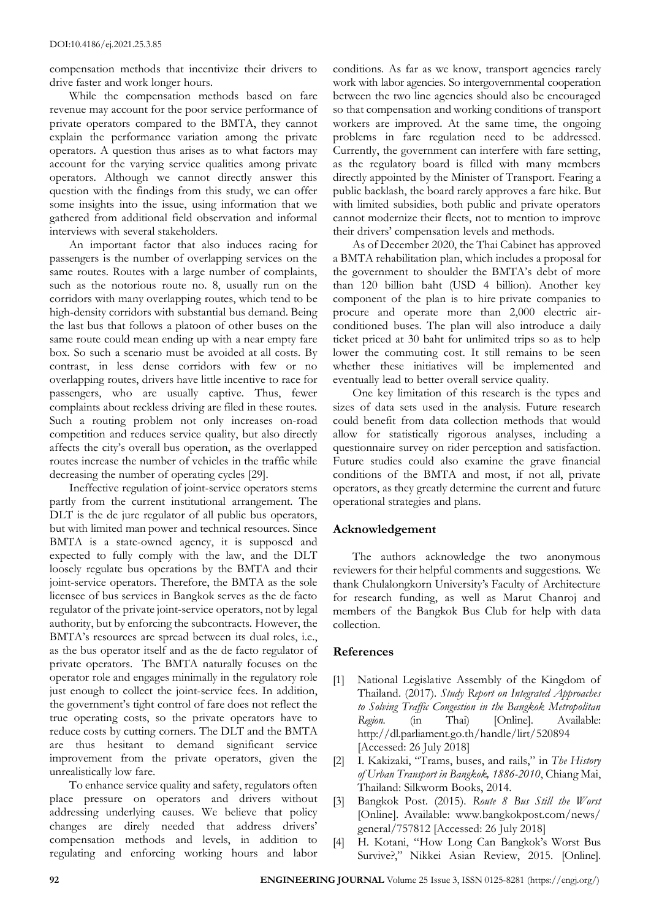compensation methods that incentivize their drivers to drive faster and work longer hours.

While the compensation methods based on fare revenue may account for the poor service performance of private operators compared to the BMTA, they cannot explain the performance variation among the private operators. A question thus arises as to what factors may account for the varying service qualities among private operators. Although we cannot directly answer this question with the findings from this study, we can offer some insights into the issue, using information that we gathered from additional field observation and informal interviews with several stakeholders.

An important factor that also induces racing for passengers is the number of overlapping services on the same routes. Routes with a large number of complaints, such as the notorious route no. 8, usually run on the corridors with many overlapping routes, which tend to be high-density corridors with substantial bus demand. Being the last bus that follows a platoon of other buses on the same route could mean ending up with a near empty fare box. So such a scenario must be avoided at all costs. By contrast, in less dense corridors with few or no overlapping routes, drivers have little incentive to race for passengers, who are usually captive. Thus, fewer complaints about reckless driving are filed in these routes. Such a routing problem not only increases on-road competition and reduces service quality, but also directly affects the city's overall bus operation, as the overlapped routes increase the number of vehicles in the traffic while decreasing the number of operating cycles [29].

Ineffective regulation of joint-service operators stems partly from the current institutional arrangement. The DLT is the de jure regulator of all public bus operators, but with limited man power and technical resources. Since BMTA is a state-owned agency, it is supposed and expected to fully comply with the law, and the DLT loosely regulate bus operations by the BMTA and their joint-service operators. Therefore, the BMTA as the sole licensee of bus services in Bangkok serves as the de facto regulator of the private joint-service operators, not by legal authority, but by enforcing the subcontracts. However, the BMTA's resources are spread between its dual roles, i.e., as the bus operator itself and as the de facto regulator of private operators. The BMTA naturally focuses on the operator role and engages minimally in the regulatory role just enough to collect the joint-service fees. In addition, the government's tight control of fare does not reflect the true operating costs, so the private operators have to reduce costs by cutting corners. The DLT and the BMTA are thus hesitant to demand significant service improvement from the private operators, given the unrealistically low fare.

To enhance service quality and safety, regulators often place pressure on operators and drivers without addressing underlying causes. We believe that policy changes are direly needed that address drivers' compensation methods and levels, in addition to regulating and enforcing working hours and labor conditions. As far as we know, transport agencies rarely work with labor agencies. So intergovernmental cooperation between the two line agencies should also be encouraged so that compensation and working conditions of transport workers are improved. At the same time, the ongoing problems in fare regulation need to be addressed. Currently, the government can interfere with fare setting, as the regulatory board is filled with many members directly appointed by the Minister of Transport. Fearing a public backlash, the board rarely approves a fare hike. But with limited subsidies, both public and private operators cannot modernize their fleets, not to mention to improve their drivers' compensation levels and methods.

As of December 2020, the Thai Cabinet has approved a BMTA rehabilitation plan, which includes a proposal for the government to shoulder the BMTA's debt of more than 120 billion baht (USD 4 billion). Another key component of the plan is to hire private companies to procure and operate more than 2,000 electric air-conditioned buses. The plan will also introduce a daily ticket priced at 30 baht for unlimited trips so as to help lower the commuting cost. It still remains to be seen whether these initiatives will be implemented and eventually lead to better overall service quality.

One key limitation of this research is the types and sizes of data sets used in the analysis. Future research could benefit from data collection methods that would allow for statistically rigorous analyses, including a questionnaire survey on rider perception and satisfaction. Future studies could also examine the grave financial conditions of the BMTA and most, if not all, private operators, as they greatly determine the current and future operational strategies and plans.

## Acknowledgement

The authors acknowledge the two anonymous reviewers for their helpful comments and suggestions. We thank Chulalongkorn University's Faculty of Architecture for research funding, as well as Marut Chanroj and members of the Bangkok Bus Club for help with data collection.

## References

[1] National Legislative Assembly of the Kingdom of Thailand. (2017). *Study Report on Integrated Approaches to Solving Traffic Congestion in the Bangkok Metropolitan Region.* (in Thai) [Online]. Available: http://dl.parliament.go.th/handle/lirt/520894 [Accessed: 26 July 2018]

[2] I. Kakizaki, "Trams, buses, and rails," in *The History of Urban Transport in Bangkok, 1886-2010*, Chiang Mai, Thailand: Silkworm Books, 2014.

[3] Bangkok Post. (2015). *Route 8 Bus Still the Worst* [Online]. Available: www.bangkokpost.com/news/general/757812 [Accessed: 26 July 2018]

[4] H. Kotani, "How Long Can Bangkok's Worst Bus Survive?," Nikkei Asian Review, 2015. [Online].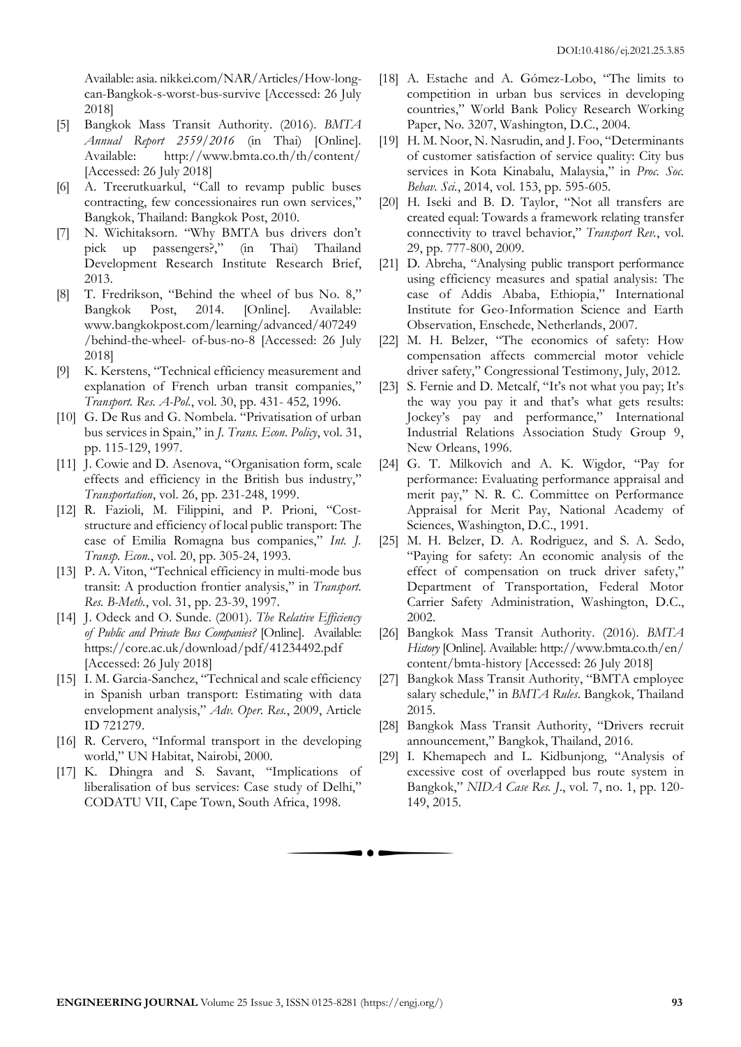Available: asia. nikkei.com/NAR/Articles/How-long-can-Bangkok-s-worst-bus-survive [Accessed: 26 July 2018]

[5] Bangkok Mass Transit Authority. (2016). *BMTA Annual Report 2559/2016* (in Thai) [Online]. Available: http://www.bmta.co.th/th/content/ [Accessed: 26 July 2018]

[6] A. Treerutkuarkul, "Call to revamp public buses contracting, few concessionaires run own services," Bangkok, Thailand: Bangkok Post, 2010.

[7] N. Wichitaksorn. "Why BMTA bus drivers don't pick up passengers?," (in Thai) Thailand Development Research Institute Research Brief, 2013.

[8] T. Fredrikson, "Behind the wheel of bus No. 8," Bangkok Post, 2014. [Online]. Available: www.bangkokpost.com/learning/advanced/407249 /behind-the-wheel- of-bus-no-8 [Accessed: 26 July 2018]

[9] K. Kerstens, "Technical efficiency measurement and explanation of French urban transit companies," *Transport. Res. A-Pol.*, vol. 30, pp. 431- 452, 1996.

[10] G. De Rus and G. Nombela. "Privatisation of urban bus services in Spain," in *J. Trans. Econ. Policy*, vol. 31, pp. 115-129, 1997.

[11] J. Cowie and D. Asenova, "Organisation form, scale effects and efficiency in the British bus industry," *Transportation*, vol. 26, pp. 231-248, 1999.

[12] R. Fazioli, M. Filippini, and P. Prioni, "Cost-structure and efficiency of local public transport: The case of Emilia Romagna bus companies," *Int. J. Transp. Econ.*, vol. 20, pp. 305-24, 1993.

[13] P. A. Viton, "Technical efficiency in multi-mode bus transit: A production frontier analysis," in *Transport. Res. B-Meth.*, vol. 31, pp. 23-39, 1997.

[14] J. Odeck and O. Sunde. (2001). *The Relative Efficiency of Public and Private Bus Companies?* [Online]. Available: https://core.ac.uk/download/pdf/41234492.pdf [Accessed: 26 July 2018]

[15] I. M. Garcia-Sanchez, "Technical and scale efficiency in Spanish urban transport: Estimating with data envelopment analysis," *Adv. Oper. Res.*, 2009, Article ID 721279.

[16] R. Cervero, "Informal transport in the developing world," UN Habitat, Nairobi, 2000.

[17] K. Dhingra and S. Savant, "Implications of liberalisation of bus services: Case study of Delhi," CODATU VII, Cape Town, South Africa, 1998.

[18] A. Estache and A. Gómez-Lobo, "The limits to competition in urban bus services in developing countries," World Bank Policy Research Working Paper, No. 3207, Washington, D.C., 2004.

[19] H. M. Noor, N. Nasrudin, and J. Foo, "Determinants of customer satisfaction of service quality: City bus services in Kota Kinabalu, Malaysia," in *Proc. Soc. Behav. Sci.*, 2014, vol. 153, pp. 595-605.

[20] H. Iseki and B. D. Taylor, "Not all transfers are created equal: Towards a framework relating transfer connectivity to travel behavior," *Transport Rev.*, vol. 29, pp. 777-800, 2009.

[21] D. Abreha, "Analysing public transport performance using efficiency measures and spatial analysis: The case of Addis Ababa, Ethiopia," International Institute for Geo-Information Science and Earth Observation, Enschede, Netherlands, 2007.

[22] M. H. Belzer, "The economics of safety: How compensation affects commercial motor vehicle driver safety," Congressional Testimony, July, 2012.

[23] S. Fernie and D. Metcalf, "It's not what you pay; It's the way you pay it and that's what gets results: Jockey's pay and performance," International Industrial Relations Association Study Group 9, New Orleans, 1996.

[24] G. T. Milkovich and A. K. Wigdor, "Pay for performance: Evaluating performance appraisal and merit pay," N. R. C. Committee on Performance Appraisal for Merit Pay, National Academy of Sciences, Washington, D.C., 1991.

[25] M. H. Belzer, D. A. Rodriguez, and S. A. Sedo, "Paying for safety: An economic analysis of the effect of compensation on truck driver safety," Department of Transportation, Federal Motor Carrier Safety Administration, Washington, D.C., 2002.

[26] Bangkok Mass Transit Authority. (2016). *BMTA History* [Online]. Available: http://www.bmta.co.th/en/ content/bmta-history [Accessed: 26 July 2018]

[27] Bangkok Mass Transit Authority, "BMTA employee salary schedule," in *BMTA Rules*. Bangkok, Thailand 2015.

[28] Bangkok Mass Transit Authority, "Drivers recruit announcement," Bangkok, Thailand, 2016.

[29] I. Khemapech and L. Kidbunjong, "Analysis of excessive cost of overlapped bus route system in Bangkok," *NIDA Case Res. J.*, vol. 7, no. 1, pp. 120-149, 2015.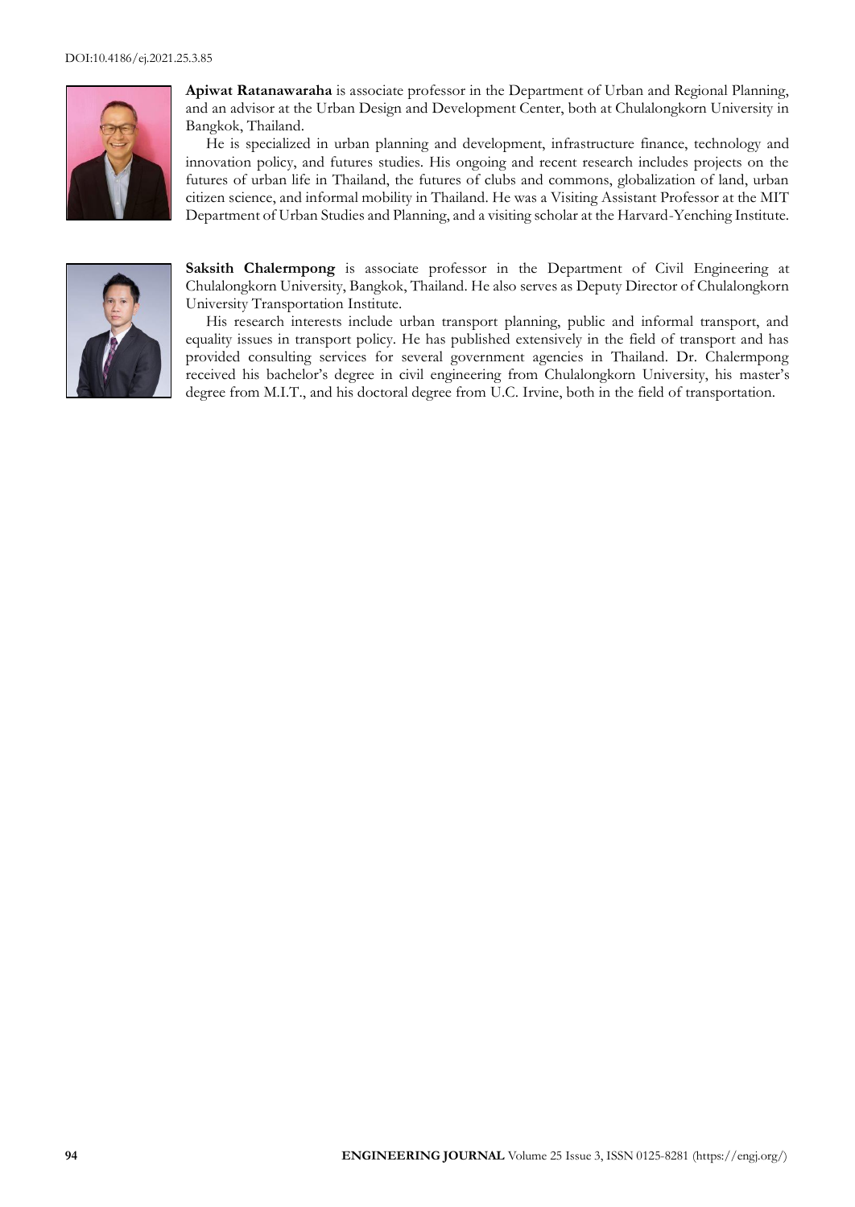**Apiwat Ratanawaraha** is associate professor in the Department of Urban and Regional Planning, and an advisor at the Urban Design and Development Center, both at Chulalongkorn University in Bangkok, Thailand.

He is specialized in urban planning and development, infrastructure finance, technology and innovation policy, and futures studies. His ongoing and recent research includes projects on the futures of urban life in Thailand, the futures of clubs and commons, globalization of land, urban citizen science, and informal mobility in Thailand. He was a Visiting Assistant Professor at the MIT Department of Urban Studies and Planning, and a visiting scholar at the Harvard-Yenching Institute.

**Saksith Chalermpong** is associate professor in the Department of Civil Engineering at Chulalongkorn University, Bangkok, Thailand. He also serves as Deputy Director of Chulalongkorn University Transportation Institute.

His research interests include urban transport planning, public and informal transport, and equality issues in transport policy. He has published extensively in the field of transport and has provided consulting services for several government agencies in Thailand. Dr. Chalermpong received his bachelor's degree in civil engineering from Chulalongkorn University, his master's degree from M.I.T., and his doctoral degree from U.C. Irvine, both in the field of transportation.